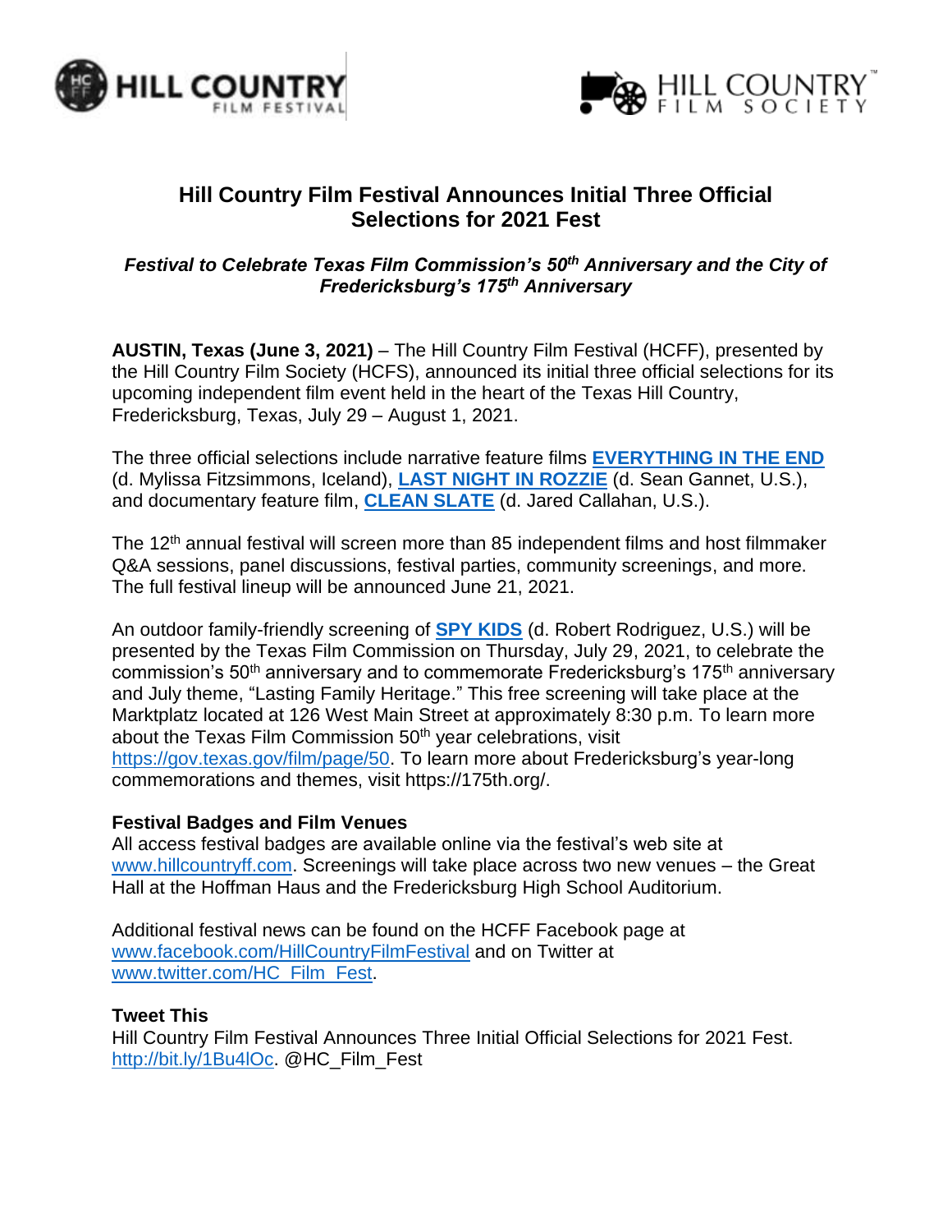# Hill Country Film Festival Announces Initial Three Official Selections for 2021 Fest

***Festival to Celebrate Texas Film Commission's 50th Anniversary and the City of Fredericksburg's 175th Anniversary***

**AUSTIN, Texas (June 3, 2021)** – The Hill Country Film Festival (HCFF), presented by the Hill Country Film Society (HCFS), announced its initial three official selections for its upcoming independent film event held in the heart of the Texas Hill Country, Fredericksburg, Texas, July 29 – August 1, 2021.

The three official selections include narrative feature films **EVERYTHING IN THE END** (d. Mylissa Fitzsimmons, Iceland), **LAST NIGHT IN ROZZIE** (d. Sean Gannet, U.S.), and documentary feature film, **CLEAN SLATE** (d. Jared Callahan, U.S.).

The 12th annual festival will screen more than 85 independent films and host filmmaker Q&A sessions, panel discussions, festival parties, community screenings, and more. The full festival lineup will be announced June 21, 2021.

An outdoor family-friendly screening of **SPY KIDS** (d. Robert Rodriguez, U.S.) will be presented by the Texas Film Commission on Thursday, July 29, 2021, to celebrate the commission's 50th anniversary and to commemorate Fredericksburg's 175th anniversary and July theme, "Lasting Family Heritage." This free screening will take place at the Marktplatz located at 126 West Main Street at approximately 8:30 p.m. To learn more about the Texas Film Commission 50th year celebrations, visit https://gov.texas.gov/film/page/50. To learn more about Fredericksburg's year-long commemorations and themes, visit https://175th.org/.

**Festival Badges and Film Venues**

All access festival badges are available online via the festival's web site at www.hillcountryff.com. Screenings will take place across two new venues – the Great Hall at the Hoffman Haus and the Fredericksburg High School Auditorium.

Additional festival news can be found on the HCFF Facebook page at www.facebook.com/HillCountryFilmFestival and on Twitter at www.twitter.com/HC_Film_Fest.

**Tweet This**

Hill Country Film Festival Announces Three Initial Official Selections for 2021 Fest. http://bit.ly/1Bu4lOc. @HC_Film_Fest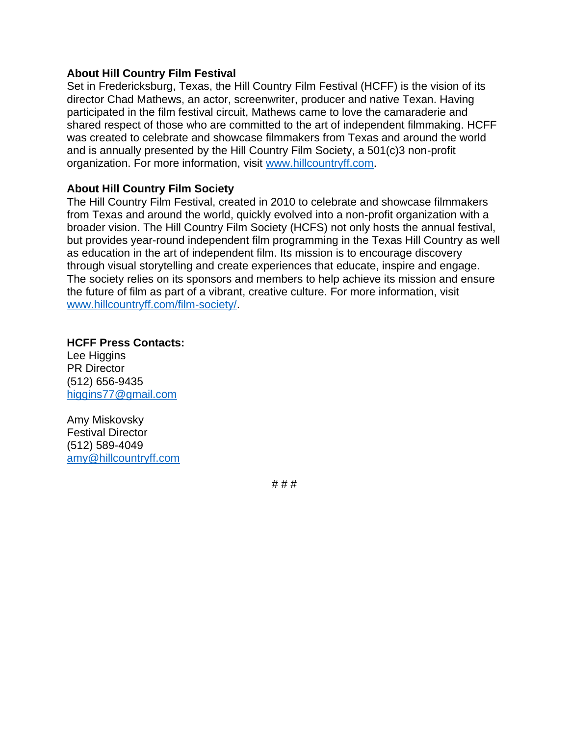**About Hill Country Film Festival**

Set in Fredericksburg, Texas, the Hill Country Film Festival (HCFF) is the vision of its director Chad Mathews, an actor, screenwriter, producer and native Texan. Having participated in the film festival circuit, Mathews came to love the camaraderie and shared respect of those who are committed to the art of independent filmmaking. HCFF was created to celebrate and showcase filmmakers from Texas and around the world and is annually presented by the Hill Country Film Society, a 501(c)3 non-profit organization. For more information, visit www.hillcountryff.com.

**About Hill Country Film Society**

The Hill Country Film Festival, created in 2010 to celebrate and showcase filmmakers from Texas and around the world, quickly evolved into a non-profit organization with a broader vision. The Hill Country Film Society (HCFS) not only hosts the annual festival, but provides year-round independent film programming in the Texas Hill Country as well as education in the art of independent film. Its mission is to encourage discovery through visual storytelling and create experiences that educate, inspire and engage. The society relies on its sponsors and members to help achieve its mission and ensure the future of film as part of a vibrant, creative culture. For more information, visit www.hillcountryff.com/film-society/.

**HCFF Press Contacts:**

Lee Higgins
PR Director
(512) 656-9435
higgins77@gmail.com

Amy Miskovsky
Festival Director
(512) 589-4049
amy@hillcountryff.com

# # #